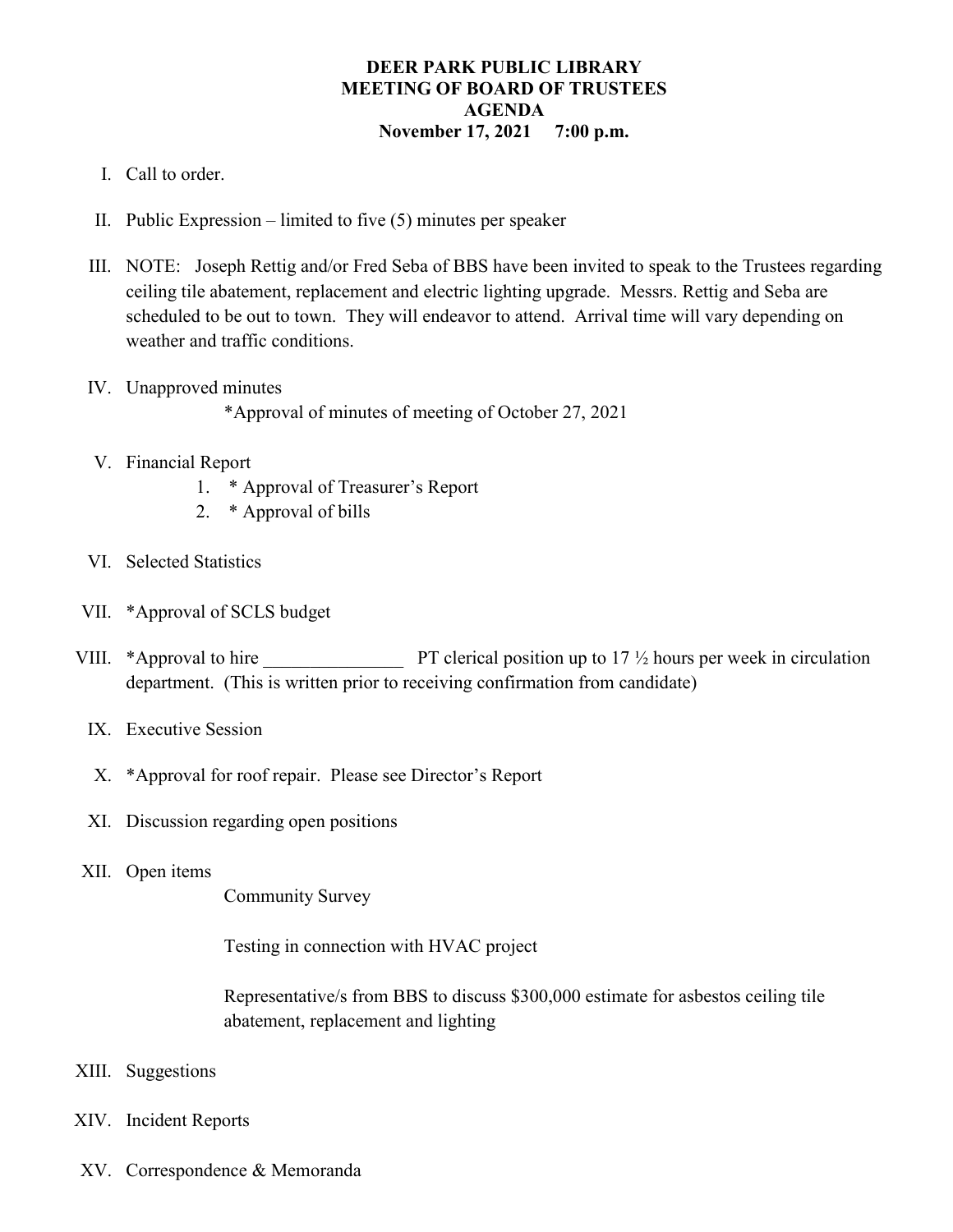# DEER PARK PUBLIC LIBRARY
## MEETING OF BOARD OF TRUSTEES
## AGENDA
**November 17, 2021 7:00 p.m.**

I. Call to order.

II. Public Expression – limited to five (5) minutes per speaker

III. NOTE: Joseph Rettig and/or Fred Seba of BBS have been invited to speak to the Trustees regarding ceiling tile abatement, replacement and electric lighting upgrade. Messrs. Rettig and Seba are scheduled to be out to town. They will endeavor to attend. Arrival time will vary depending on weather and traffic conditions.

IV. Unapproved minutes

*Approval of minutes of meeting of October 27, 2021

V. Financial Report

1. * Approval of Treasurer's Report
2. * Approval of bills

VI. Selected Statistics

VII. *Approval of SCLS budget

VIII. *Approval to hire _______________ PT clerical position up to 17 ½ hours per week in circulation department. (This is written prior to receiving confirmation from candidate)

IX. Executive Session

X. *Approval for roof repair. Please see Director's Report

XI. Discussion regarding open positions

XII. Open items

Community Survey

Testing in connection with HVAC project

Representative/s from BBS to discuss $300,000 estimate for asbestos ceiling tile abatement, replacement and lighting

XIII. Suggestions

XIV. Incident Reports

XV. Correspondence & Memoranda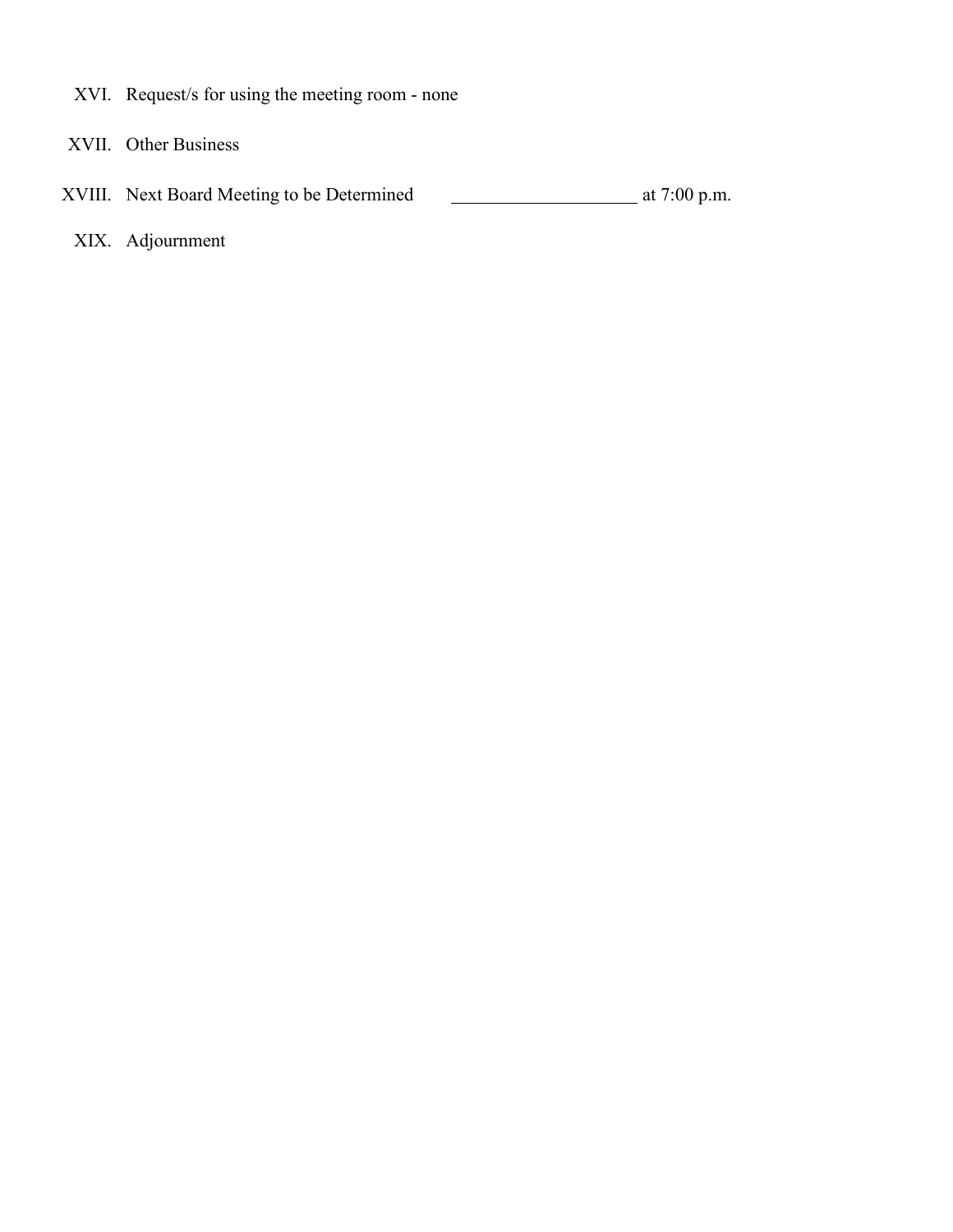XVI. Request/s for using the meeting room - none

XVII. Other Business

XVIII. Next Board Meeting to be Determined ____________________ at 7:00 p.m.

XIX. Adjournment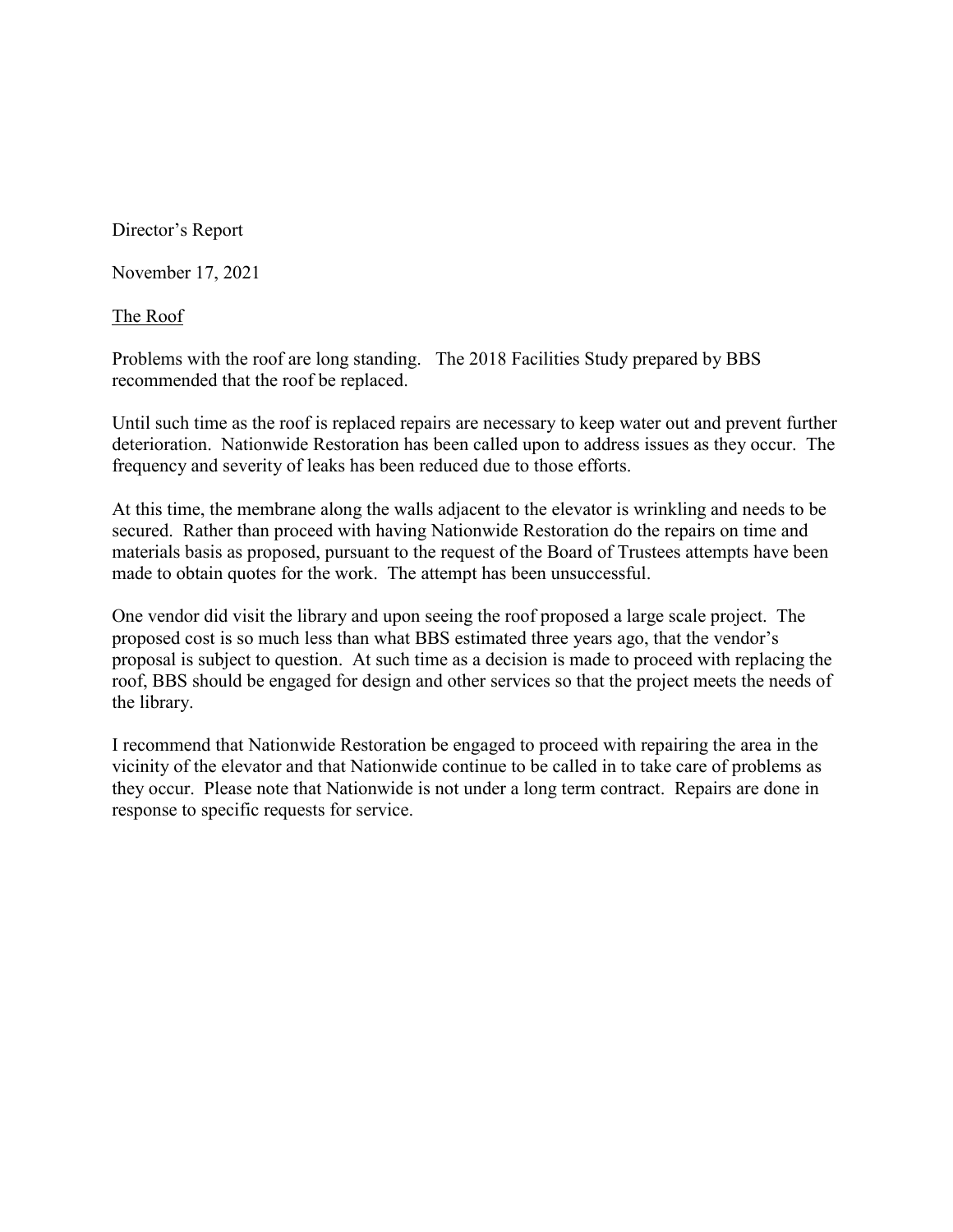Director's Report

November 17, 2021

The Roof

Problems with the roof are long standing. The 2018 Facilities Study prepared by BBS recommended that the roof be replaced.

Until such time as the roof is replaced repairs are necessary to keep water out and prevent further deterioration. Nationwide Restoration has been called upon to address issues as they occur. The frequency and severity of leaks has been reduced due to those efforts.

At this time, the membrane along the walls adjacent to the elevator is wrinkling and needs to be secured. Rather than proceed with having Nationwide Restoration do the repairs on time and materials basis as proposed, pursuant to the request of the Board of Trustees attempts have been made to obtain quotes for the work. The attempt has been unsuccessful.

One vendor did visit the library and upon seeing the roof proposed a large scale project. The proposed cost is so much less than what BBS estimated three years ago, that the vendor's proposal is subject to question. At such time as a decision is made to proceed with replacing the roof, BBS should be engaged for design and other services so that the project meets the needs of the library.

I recommend that Nationwide Restoration be engaged to proceed with repairing the area in the vicinity of the elevator and that Nationwide continue to be called in to take care of problems as they occur. Please note that Nationwide is not under a long term contract. Repairs are done in response to specific requests for service.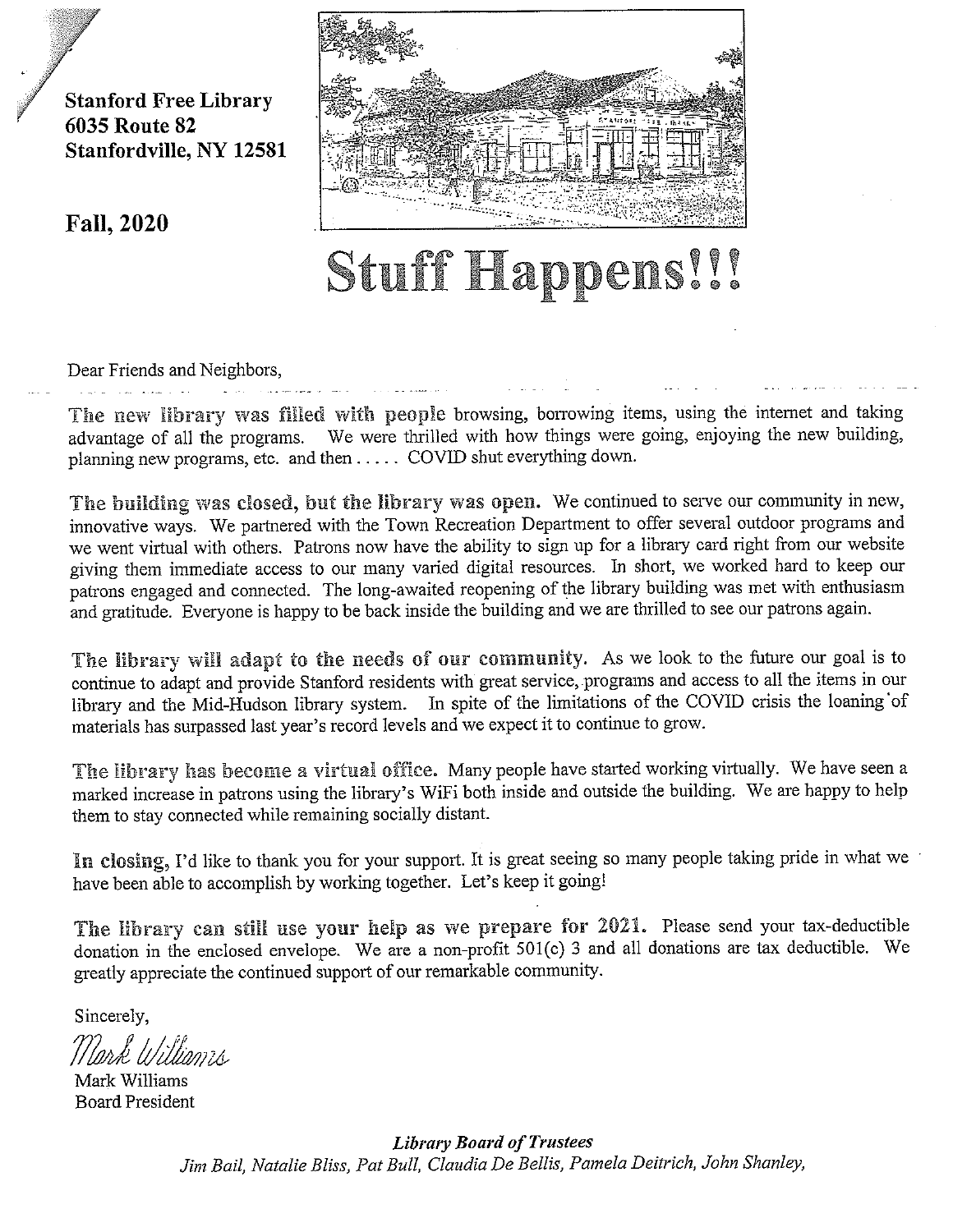**Stanford Free Library**
**6035 Route 82**
**Stanfordville, NY 12581**

**Fall, 2020**

# Stuff Happens!!!

Dear Friends and Neighbors,

**The new library was filled with people** browsing, borrowing items, using the internet and taking advantage of all the programs. We were thrilled with how things were going, enjoying the new building, planning new programs, etc. and then . . . . . COVID shut everything down.

**The building was closed, but the library was open.** We continued to serve our community in new, innovative ways. We partnered with the Town Recreation Department to offer several outdoor programs and we went virtual with others. Patrons now have the ability to sign up for a library card right from our website giving them immediate access to our many varied digital resources. In short, we worked hard to keep our patrons engaged and connected. The long-awaited reopening of the library building was met with enthusiasm and gratitude. Everyone is happy to be back inside the building and we are thrilled to see our patrons again.

**The library will adapt to the needs of our community.** As we look to the future our goal is to continue to adapt and provide Stanford residents with great service, programs and access to all the items in our library and the Mid-Hudson library system. In spite of the limitations of the COVID crisis the loaning of materials has surpassed last year's record levels and we expect it to continue to grow.

**The library has become a virtual office.** Many people have started working virtually. We have seen a marked increase in patrons using the library's WiFi both inside and outside the building. We are happy to help them to stay connected while remaining socially distant.

**In closing,** I'd like to thank you for your support. It is great seeing so many people taking pride in what we have been able to accomplish by working together. Let's keep it going!

**The library can still use your help as we prepare for 2021.** Please send your tax-deductible donation in the enclosed envelope. We are a non-profit 501(c) 3 and all donations are tax deductible. We greatly appreciate the continued support of our remarkable community.

Sincerely,

*Mark Williams*

Mark Williams
Board President

***Library Board of Trustees***
*Jim Bail, Natalie Bliss, Pat Bull, Claudia De Bellis, Pamela Deitrich, John Shanley,*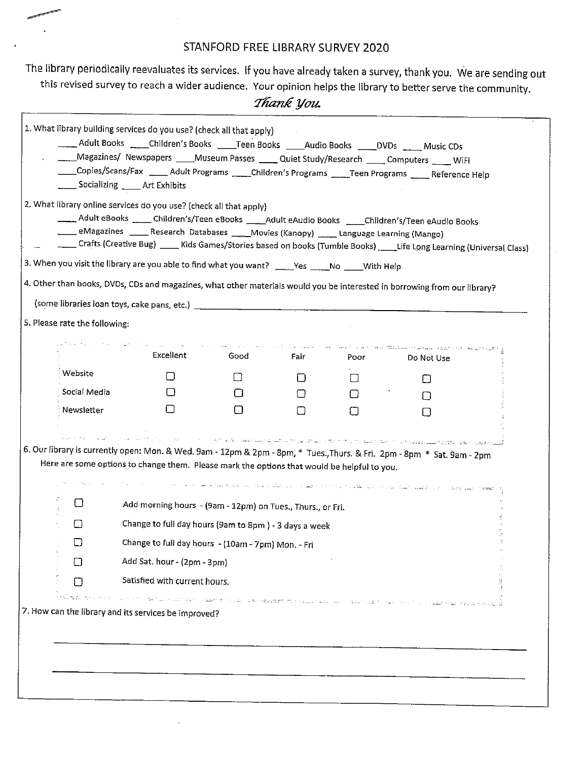# STANFORD FREE LIBRARY SURVEY 2020

The library periodically reevaluates its services. If you have already taken a survey, thank you. We are sending out this revised survey to reach a wider audience. Your opinion helps the library to better serve the community.

*Thank You.*

1. What library building services do you use? (check all that apply)

   ____ Adult Books ____Children's Books ____Teen Books ____Audio Books ____DVDs ____ Music CDs
   ____Magazines/ Newspapers ____Museum Passes ____ Quiet Study/Research ____ Computers ____ WiFi
   ____Copies/Scans/Fax ____ Adult Programs ____Children's Programs ____Teen Programs ____ Reference Help
   ____ Socializing ____ Art Exhibits

2. What library online services do you use? (check all that apply)

   ____ Adult eBooks ____ Children's/Teen eBooks ____Adult eAudio Books ____Children's/Teen eAudio Books
   ____ eMagazines ____ Research Databases ____Movies (Kanopy) ____ Language Learning (Mango)
   ____ Crafts (Creative Bug) ____ Kids Games/Stories based on books (Tumble Books) ____Life Long Learning (Universal Class)

3. When you visit the library are you able to find what you want? ____Yes ____No ____With Help

4. Other than books, DVDs, CDs and magazines, what other materials would you be interested in borrowing from our library?

   (some libraries loan toys, cake pans, etc.) ______________________________________________

5. Please rate the following:

|  | Excellent | Good | Fair | Poor | Do Not Use |
|---|---|---|---|---|---|
| Website | ☐ | ☐ | ☐ | ☐ | ☐ |
| Social Media | ☐ | ☐ | ☐ | ☐ | ☐ |
| Newsletter | ☐ | ☐ | ☐ | ☐ | ☐ |

6. Our library is currently open: Mon. & Wed. 9am - 12pm & 2pm - 8pm, * Tues.,Thurs. & Fri. 2pm - 8pm * Sat. 9am - 2pm
   Here are some options to change them. Please mark the options that would be helpful to you.

   ☐ Add morning hours - (9am - 12pm) on Tues., Thurs., or Fri.

   ☐ Change to full day hours (9am to 8pm ) - 3 days a week

   ☐ Change to full day hours - (10am - 7pm) Mon. - Fri

   ☐ Add Sat. hour - (2pm - 3pm)

   ☐ Satisfied with current hours.

7. How can the library and its services be improved?

   ______________________________________________

   ______________________________________________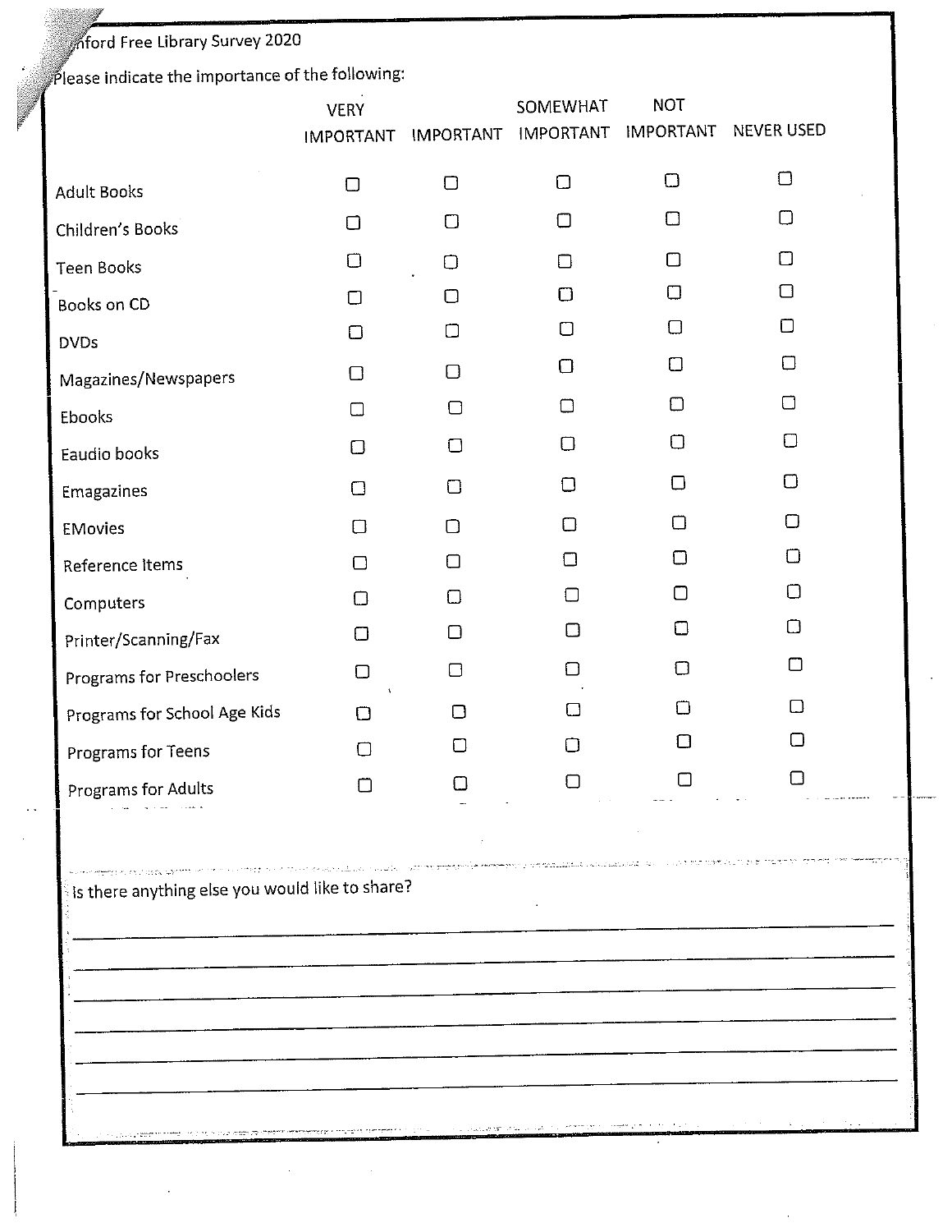...nford Free Library Survey 2020

Please indicate the importance of the following:

| | VERY IMPORTANT | IMPORTANT | SOMEWHAT IMPORTANT | NOT IMPORTANT | NEVER USED |
|---|---|---|---|---|---|
| Adult Books | ☐ | ☐ | ☐ | ☐ | ☐ |
| Children's Books | ☐ | ☐ | ☐ | ☐ | ☐ |
| Teen Books | ☐ | ☐ | ☐ | ☐ | ☐ |
| Books on CD | ☐ | ☐ | ☐ | ☐ | ☐ |
| DVDs | ☐ | ☐ | ☐ | ☐ | ☐ |
| Magazines/Newspapers | ☐ | ☐ | ☐ | ☐ | ☐ |
| Ebooks | ☐ | ☐ | ☐ | ☐ | ☐ |
| Eaudio books | ☐ | ☐ | ☐ | ☐ | ☐ |
| Emagazines | ☐ | ☐ | ☐ | ☐ | ☐ |
| EMovies | ☐ | ☐ | ☐ | ☐ | ☐ |
| Reference Items | ☐ | ☐ | ☐ | ☐ | ☐ |
| Computers | ☐ | ☐ | ☐ | ☐ | ☐ |
| Printer/Scanning/Fax | ☐ | ☐ | ☐ | ☐ | ☐ |
| Programs for Preschoolers | ☐ | ☐ | ☐ | ☐ | ☐ |
| Programs for School Age Kids | ☐ | ☐ | ☐ | ☐ | ☐ |
| Programs for Teens | ☐ | ☐ | ☐ | ☐ | ☐ |
| Programs for Adults | ☐ | ☐ | ☐ | ☐ | ☐ |

Is there anything else you would like to share?

______________________________________________

______________________________________________

______________________________________________

______________________________________________

______________________________________________

______________________________________________